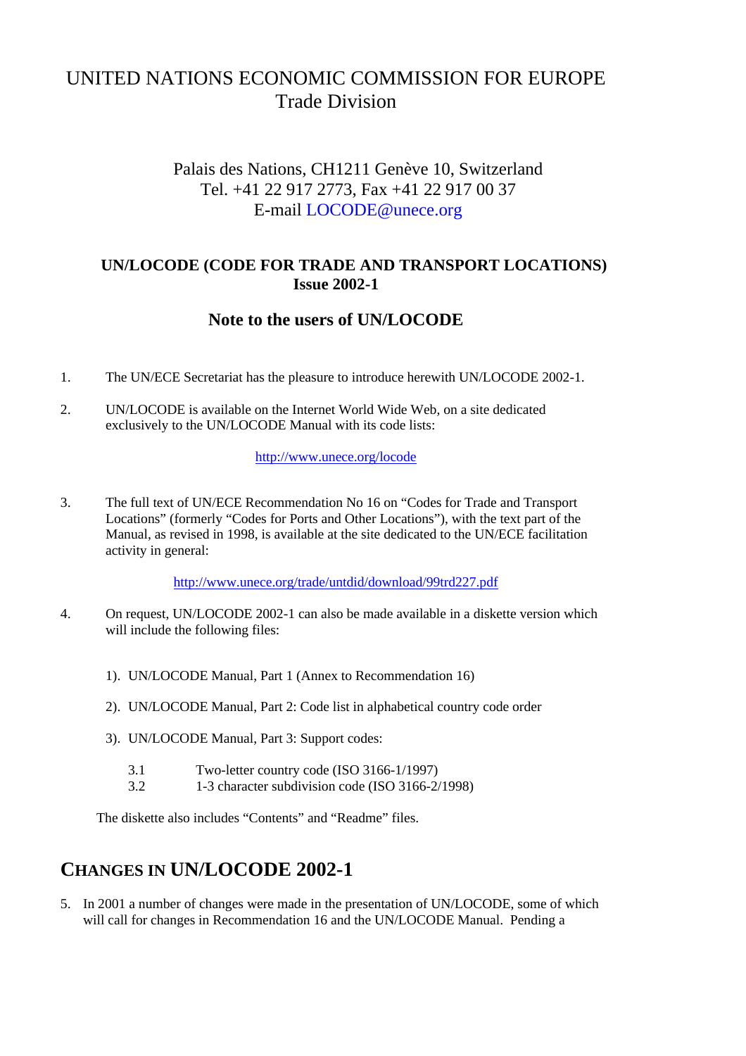# UNITED NATIONS ECONOMIC COMMISSION FOR EUROPE
## Trade Division

Palais des Nations, CH1211 Genève 10, Switzerland
Tel. +41 22 917 2773, Fax +41 22 917 00 37
E-mail LOCODE@unece.org

### UN/LOCODE (CODE FOR TRADE AND TRANSPORT LOCATIONS)
### Issue 2002-1

### Note to the users of UN/LOCODE

1. The UN/ECE Secretariat has the pleasure to introduce herewith UN/LOCODE 2002-1.

2. UN/LOCODE is available on the Internet World Wide Web, on a site dedicated exclusively to the UN/LOCODE Manual with its code lists:

   http://www.unece.org/locode

3. The full text of UN/ECE Recommendation No 16 on “Codes for Trade and Transport Locations” (formerly “Codes for Ports and Other Locations”), with the text part of the Manual, as revised in 1998, is available at the site dedicated to the UN/ECE facilitation activity in general:

   http://www.unece.org/trade/untdid/download/99trd227.pdf

4. On request, UN/LOCODE 2002-1 can also be made available in a diskette version which will include the following files:

   1). UN/LOCODE Manual, Part 1 (Annex to Recommendation 16)

   2). UN/LOCODE Manual, Part 2: Code list in alphabetical country code order

   3). UN/LOCODE Manual, Part 3: Support codes:

      3.1 Two-letter country code (ISO 3166-1/1997)
      3.2 1-3 character subdivision code (ISO 3166-2/1998)

   The diskette also includes “Contents” and “Readme” files.

## CHANGES IN UN/LOCODE 2002-1

5. In 2001 a number of changes were made in the presentation of UN/LOCODE, some of which will call for changes in Recommendation 16 and the UN/LOCODE Manual. Pending a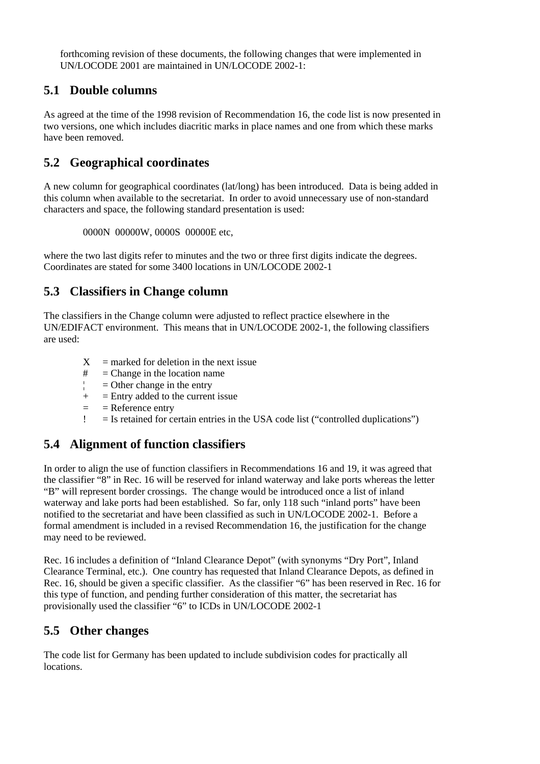forthcoming revision of these documents, the following changes that were implemented in UN/LOCODE 2001 are maintained in UN/LOCODE 2002-1:

## 5.1 Double columns

As agreed at the time of the 1998 revision of Recommendation 16, the code list is now presented in two versions, one which includes diacritic marks in place names and one from which these marks have been removed.

## 5.2 Geographical coordinates

A new column for geographical coordinates (lat/long) has been introduced. Data is being added in this column when available to the secretariat. In order to avoid unnecessary use of non-standard characters and space, the following standard presentation is used:

0000N 00000W, 0000S 00000E etc,

where the two last digits refer to minutes and the two or three first digits indicate the degrees. Coordinates are stated for some 3400 locations in UN/LOCODE 2002-1

## 5.3 Classifiers in Change column

The classifiers in the Change column were adjusted to reflect practice elsewhere in the UN/EDIFACT environment. This means that in UN/LOCODE 2002-1, the following classifiers are used:

- X = marked for deletion in the next issue
- # = Change in the location name
- ¦ = Other change in the entry
- + = Entry added to the current issue
- = = Reference entry
- ! = Is retained for certain entries in the USA code list ("controlled duplications")

## 5.4 Alignment of function classifiers

In order to align the use of function classifiers in Recommendations 16 and 19, it was agreed that the classifier "8" in Rec. 16 will be reserved for inland waterway and lake ports whereas the letter "B" will represent border crossings. The change would be introduced once a list of inland waterway and lake ports had been established. So far, only 118 such "inland ports" have been notified to the secretariat and have been classified as such in UN/LOCODE 2002-1. Before a formal amendment is included in a revised Recommendation 16, the justification for the change may need to be reviewed.

Rec. 16 includes a definition of "Inland Clearance Depot" (with synonyms "Dry Port", Inland Clearance Terminal, etc.). One country has requested that Inland Clearance Depots, as defined in Rec. 16, should be given a specific classifier. As the classifier "6" has been reserved in Rec. 16 for this type of function, and pending further consideration of this matter, the secretariat has provisionally used the classifier "6" to ICDs in UN/LOCODE 2002-1

## 5.5 Other changes

The code list for Germany has been updated to include subdivision codes for practically all locations.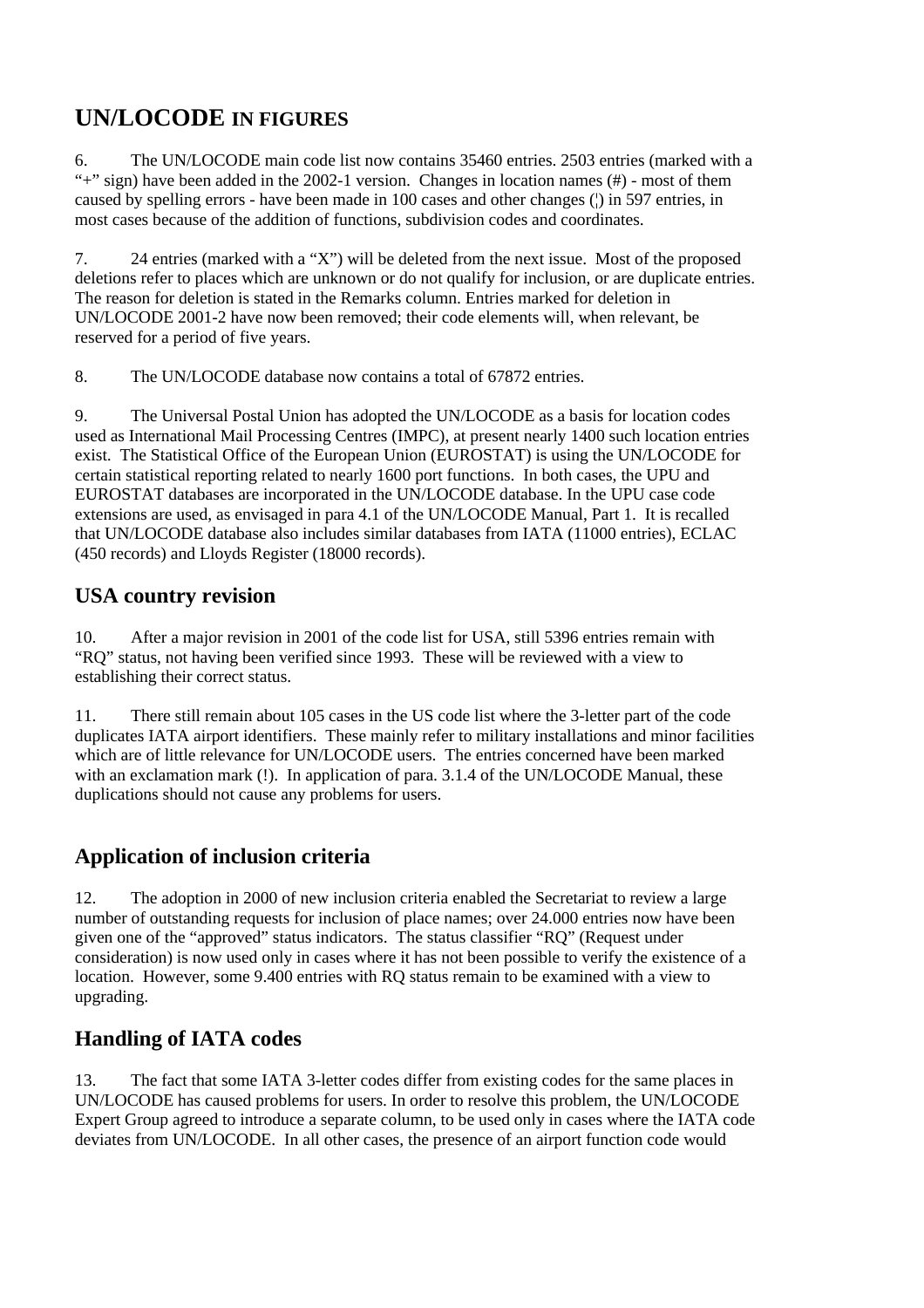## UN/LOCODE IN FIGURES

6. The UN/LOCODE main code list now contains 35460 entries. 2503 entries (marked with a "+" sign) have been added in the 2002-1 version. Changes in location names (#) - most of them caused by spelling errors - have been made in 100 cases and other changes (¦) in 597 entries, in most cases because of the addition of functions, subdivision codes and coordinates.

7. 24 entries (marked with a "X") will be deleted from the next issue. Most of the proposed deletions refer to places which are unknown or do not qualify for inclusion, or are duplicate entries. The reason for deletion is stated in the Remarks column. Entries marked for deletion in UN/LOCODE 2001-2 have now been removed; their code elements will, when relevant, be reserved for a period of five years.

8. The UN/LOCODE database now contains a total of 67872 entries.

9. The Universal Postal Union has adopted the UN/LOCODE as a basis for location codes used as International Mail Processing Centres (IMPC), at present nearly 1400 such location entries exist. The Statistical Office of the European Union (EUROSTAT) is using the UN/LOCODE for certain statistical reporting related to nearly 1600 port functions. In both cases, the UPU and EUROSTAT databases are incorporated in the UN/LOCODE database. In the UPU case code extensions are used, as envisaged in para 4.1 of the UN/LOCODE Manual, Part 1. It is recalled that UN/LOCODE database also includes similar databases from IATA (11000 entries), ECLAC (450 records) and Lloyds Register (18000 records).

## USA country revision

10. After a major revision in 2001 of the code list for USA, still 5396 entries remain with "RQ" status, not having been verified since 1993. These will be reviewed with a view to establishing their correct status.

11. There still remain about 105 cases in the US code list where the 3-letter part of the code duplicates IATA airport identifiers. These mainly refer to military installations and minor facilities which are of little relevance for UN/LOCODE users. The entries concerned have been marked with an exclamation mark (!). In application of para. 3.1.4 of the UN/LOCODE Manual, these duplications should not cause any problems for users.

## Application of inclusion criteria

12. The adoption in 2000 of new inclusion criteria enabled the Secretariat to review a large number of outstanding requests for inclusion of place names; over 24.000 entries now have been given one of the "approved" status indicators. The status classifier "RQ" (Request under consideration) is now used only in cases where it has not been possible to verify the existence of a location. However, some 9.400 entries with RQ status remain to be examined with a view to upgrading.

## Handling of IATA codes

13. The fact that some IATA 3-letter codes differ from existing codes for the same places in UN/LOCODE has caused problems for users. In order to resolve this problem, the UN/LOCODE Expert Group agreed to introduce a separate column, to be used only in cases where the IATA code deviates from UN/LOCODE. In all other cases, the presence of an airport function code would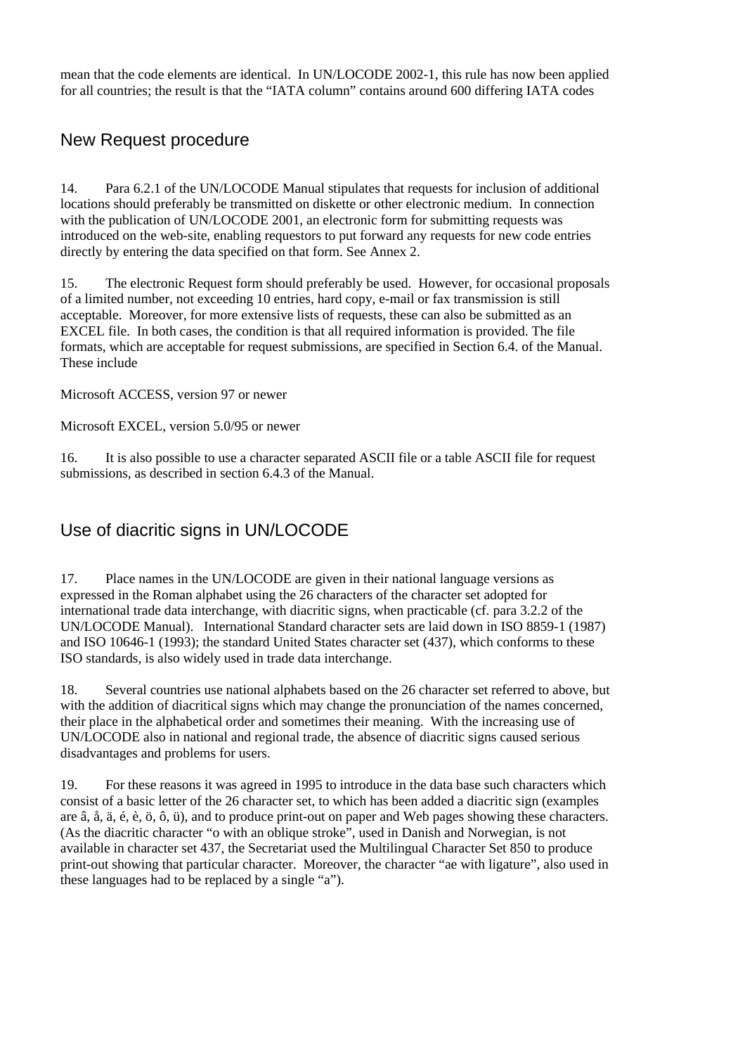mean that the code elements are identical. In UN/LOCODE 2002-1, this rule has now been applied for all countries; the result is that the "IATA column" contains around 600 differing IATA codes

## New Request procedure

14. Para 6.2.1 of the UN/LOCODE Manual stipulates that requests for inclusion of additional locations should preferably be transmitted on diskette or other electronic medium. In connection with the publication of UN/LOCODE 2001, an electronic form for submitting requests was introduced on the web-site, enabling requestors to put forward any requests for new code entries directly by entering the data specified on that form. See Annex 2.

15. The electronic Request form should preferably be used. However, for occasional proposals of a limited number, not exceeding 10 entries, hard copy, e-mail or fax transmission is still acceptable. Moreover, for more extensive lists of requests, these can also be submitted as an EXCEL file. In both cases, the condition is that all required information is provided. The file formats, which are acceptable for request submissions, are specified in Section 6.4. of the Manual. These include

Microsoft ACCESS, version 97 or newer

Microsoft EXCEL, version 5.0/95 or newer

16. It is also possible to use a character separated ASCII file or a table ASCII file for request submissions, as described in section 6.4.3 of the Manual.

## Use of diacritic signs in UN/LOCODE

17. Place names in the UN/LOCODE are given in their national language versions as expressed in the Roman alphabet using the 26 characters of the character set adopted for international trade data interchange, with diacritic signs, when practicable (cf. para 3.2.2 of the UN/LOCODE Manual). International Standard character sets are laid down in ISO 8859-1 (1987) and ISO 10646-1 (1993); the standard United States character set (437), which conforms to these ISO standards, is also widely used in trade data interchange.

18. Several countries use national alphabets based on the 26 character set referred to above, but with the addition of diacritical signs which may change the pronunciation of the names concerned, their place in the alphabetical order and sometimes their meaning. With the increasing use of UN/LOCODE also in national and regional trade, the absence of diacritic signs caused serious disadvantages and problems for users.

19. For these reasons it was agreed in 1995 to introduce in the data base such characters which consist of a basic letter of the 26 character set, to which has been added a diacritic sign (examples are â, å, ä, é, è, ö, ô, ü), and to produce print-out on paper and Web pages showing these characters. (As the diacritic character "o with an oblique stroke", used in Danish and Norwegian, is not available in character set 437, the Secretariat used the Multilingual Character Set 850 to produce print-out showing that particular character. Moreover, the character "ae with ligature", also used in these languages had to be replaced by a single "a").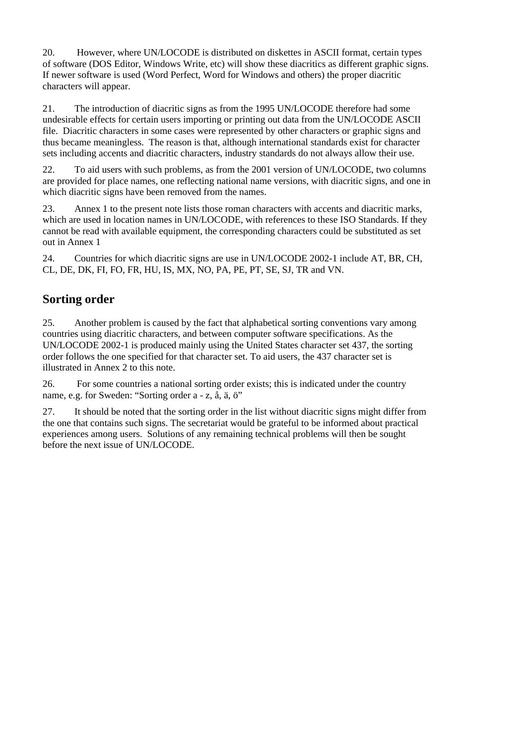20. However, where UN/LOCODE is distributed on diskettes in ASCII format, certain types of software (DOS Editor, Windows Write, etc) will show these diacritics as different graphic signs. If newer software is used (Word Perfect, Word for Windows and others) the proper diacritic characters will appear.

21. The introduction of diacritic signs as from the 1995 UN/LOCODE therefore had some undesirable effects for certain users importing or printing out data from the UN/LOCODE ASCII file. Diacritic characters in some cases were represented by other characters or graphic signs and thus became meaningless. The reason is that, although international standards exist for character sets including accents and diacritic characters, industry standards do not always allow their use.

22. To aid users with such problems, as from the 2001 version of UN/LOCODE, two columns are provided for place names, one reflecting national name versions, with diacritic signs, and one in which diacritic signs have been removed from the names.

23. Annex 1 to the present note lists those roman characters with accents and diacritic marks, which are used in location names in UN/LOCODE, with references to these ISO Standards. If they cannot be read with available equipment, the corresponding characters could be substituted as set out in Annex 1

24. Countries for which diacritic signs are use in UN/LOCODE 2002-1 include AT, BR, CH, CL, DE, DK, FI, FO, FR, HU, IS, MX, NO, PA, PE, PT, SE, SJ, TR and VN.

## Sorting order

25. Another problem is caused by the fact that alphabetical sorting conventions vary among countries using diacritic characters, and between computer software specifications. As the UN/LOCODE 2002-1 is produced mainly using the United States character set 437, the sorting order follows the one specified for that character set. To aid users, the 437 character set is illustrated in Annex 2 to this note.

26. For some countries a national sorting order exists; this is indicated under the country name, e.g. for Sweden: "Sorting order a - z, å, ä, ö"

27. It should be noted that the sorting order in the list without diacritic signs might differ from the one that contains such signs. The secretariat would be grateful to be informed about practical experiences among users. Solutions of any remaining technical problems will then be sought before the next issue of UN/LOCODE.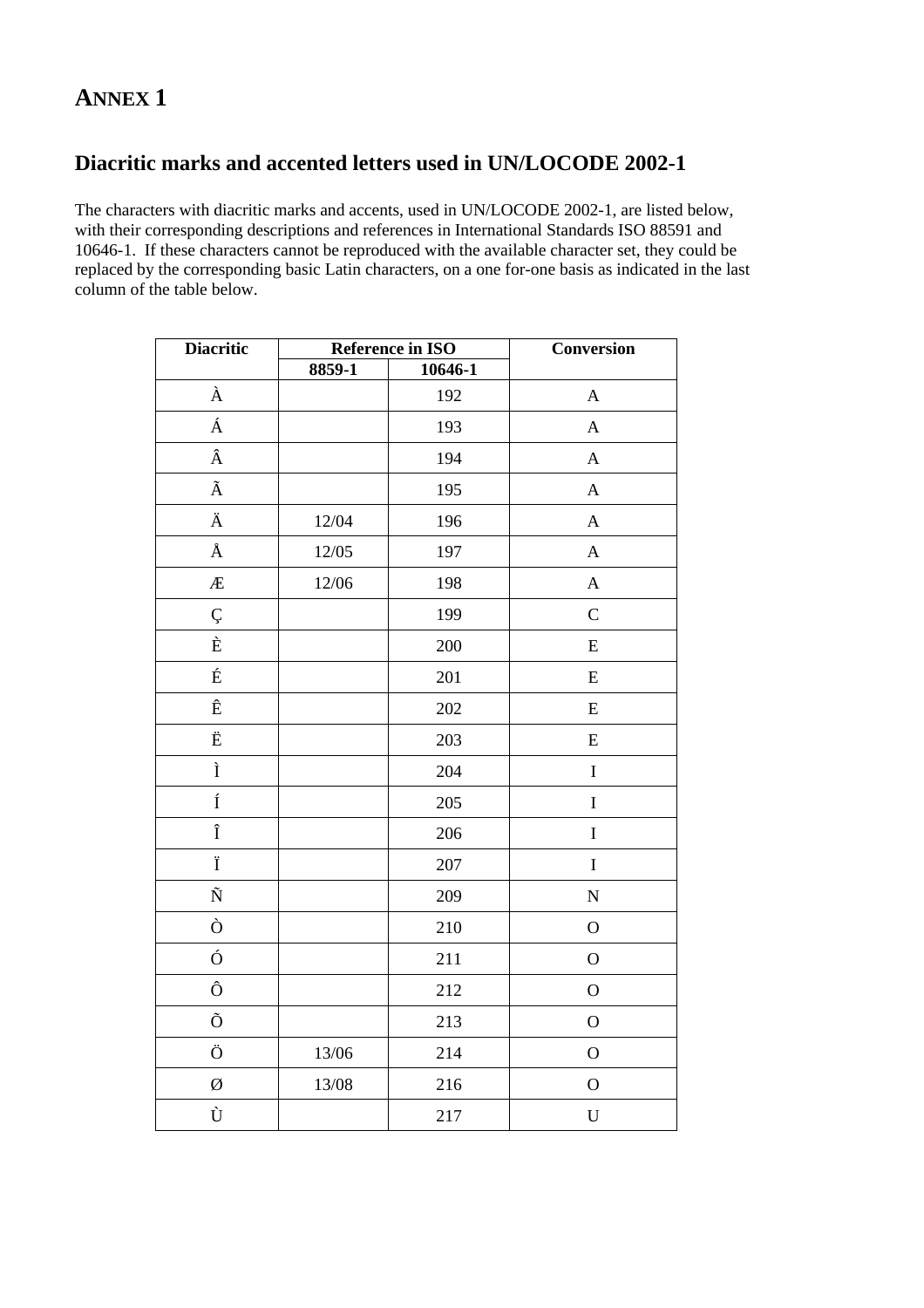# ANNEX 1

## Diacritic marks and accented letters used in UN/LOCODE 2002-1

The characters with diacritic marks and accents, used in UN/LOCODE 2002-1, are listed below, with their corresponding descriptions and references in International Standards ISO 88591 and 10646-1. If these characters cannot be reproduced with the available character set, they could be replaced by the corresponding basic Latin characters, on a one for-one basis as indicated in the last column of the table below.

| Diacritic | Reference in ISO | | Conversion |
|---|---|---|---|
| | 8859-1 | 10646-1 | |
| À | | 192 | A |
| Á | | 193 | A |
| Â | | 194 | A |
| Ã | | 195 | A |
| Ä | 12/04 | 196 | A |
| Å | 12/05 | 197 | A |
| Æ | 12/06 | 198 | A |
| Ç | | 199 | C |
| È | | 200 | E |
| É | | 201 | E |
| Ê | | 202 | E |
| Ë | | 203 | E |
| Ì | | 204 | I |
| Í | | 205 | I |
| Î | | 206 | I |
| Ï | | 207 | I |
| Ñ | | 209 | N |
| Ò | | 210 | O |
| Ó | | 211 | O |
| Ô | | 212 | O |
| Õ | | 213 | O |
| Ö | 13/06 | 214 | O |
| Ø | 13/08 | 216 | O |
| Ù | | 217 | U |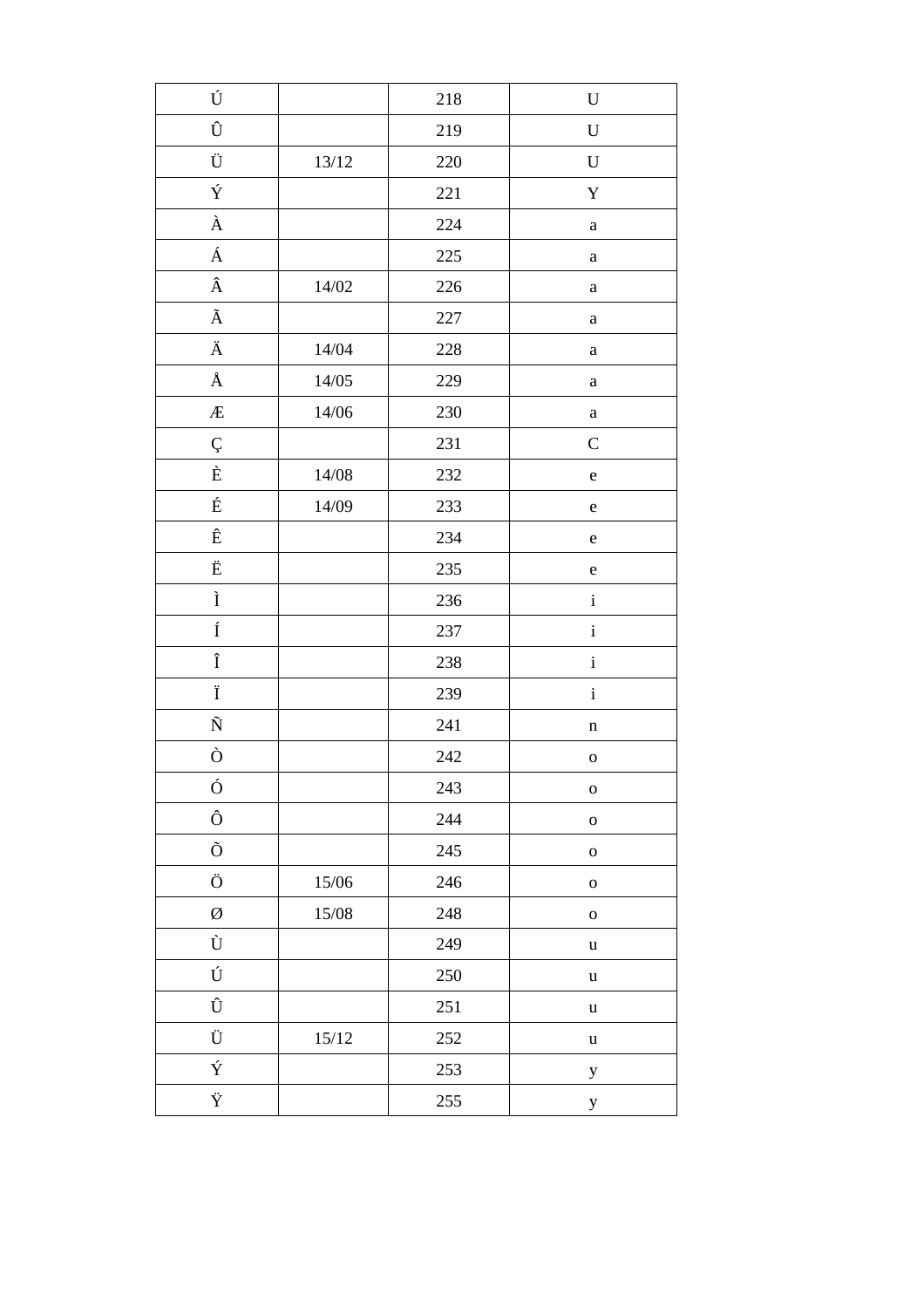| Ú | | 218 | U |
|---|---|---|---|
| Û | | 219 | U |
| Ü | 13/12 | 220 | U |
| Ý | | 221 | Y |
| À | | 224 | a |
| Á | | 225 | a |
| Â | 14/02 | 226 | a |
| Ã | | 227 | a |
| Ä | 14/04 | 228 | a |
| Å | 14/05 | 229 | a |
| Æ | 14/06 | 230 | a |
| Ç | | 231 | C |
| È | 14/08 | 232 | e |
| É | 14/09 | 233 | e |
| Ê | | 234 | e |
| Ë | | 235 | e |
| Ì | | 236 | i |
| Í | | 237 | i |
| Î | | 238 | i |
| Ï | | 239 | i |
| Ñ | | 241 | n |
| Ò | | 242 | o |
| Ó | | 243 | o |
| Ô | | 244 | o |
| Õ | | 245 | o |
| Ö | 15/06 | 246 | o |
| Ø | 15/08 | 248 | o |
| Ù | | 249 | u |
| Ú | | 250 | u |
| Û | | 251 | u |
| Ü | 15/12 | 252 | u |
| Ý | | 253 | y |
| Ÿ | | 255 | y |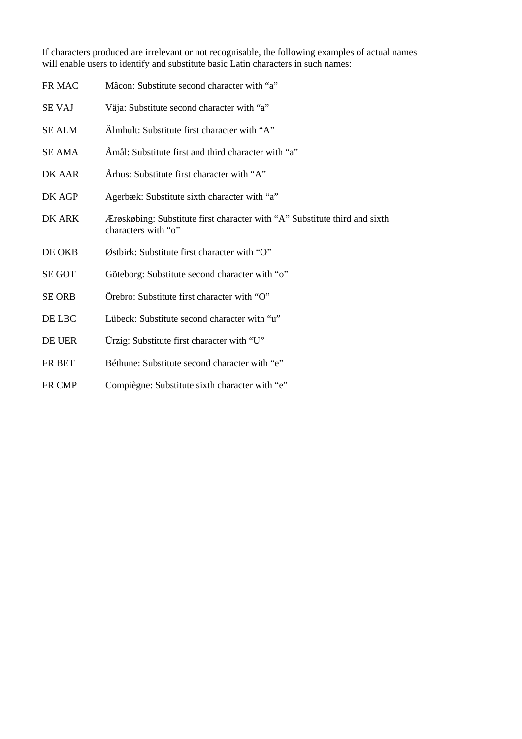If characters produced are irrelevant or not recognisable, the following examples of actual names will enable users to identify and substitute basic Latin characters in such names:

| | |
|---|---|
| FR MAC | Mâcon: Substitute second character with “a” |
| SE VAJ | Väja: Substitute second character with “a” |
| SE ALM | Älmhult: Substitute first character with “A” |
| SE AMA | Åmål: Substitute first and third character with “a” |
| DK AAR | Århus: Substitute first character with “A” |
| DK AGP | Agerbæk: Substitute sixth character with “a” |
| DK ARK | Ærøskøbing: Substitute first character with “A” Substitute third and sixth characters with “o” |
| DE OKB | Østbirk: Substitute first character with “O” |
| SE GOT | Göteborg: Substitute second character with “o” |
| SE ORB | Örebro: Substitute first character with “O” |
| DE LBC | Lübeck: Substitute second character with “u” |
| DE UER | Ürzig: Substitute first character with “U” |
| FR BET | Béthune: Substitute second character with “e” |
| FR CMP | Compiègne: Substitute sixth character with “e” |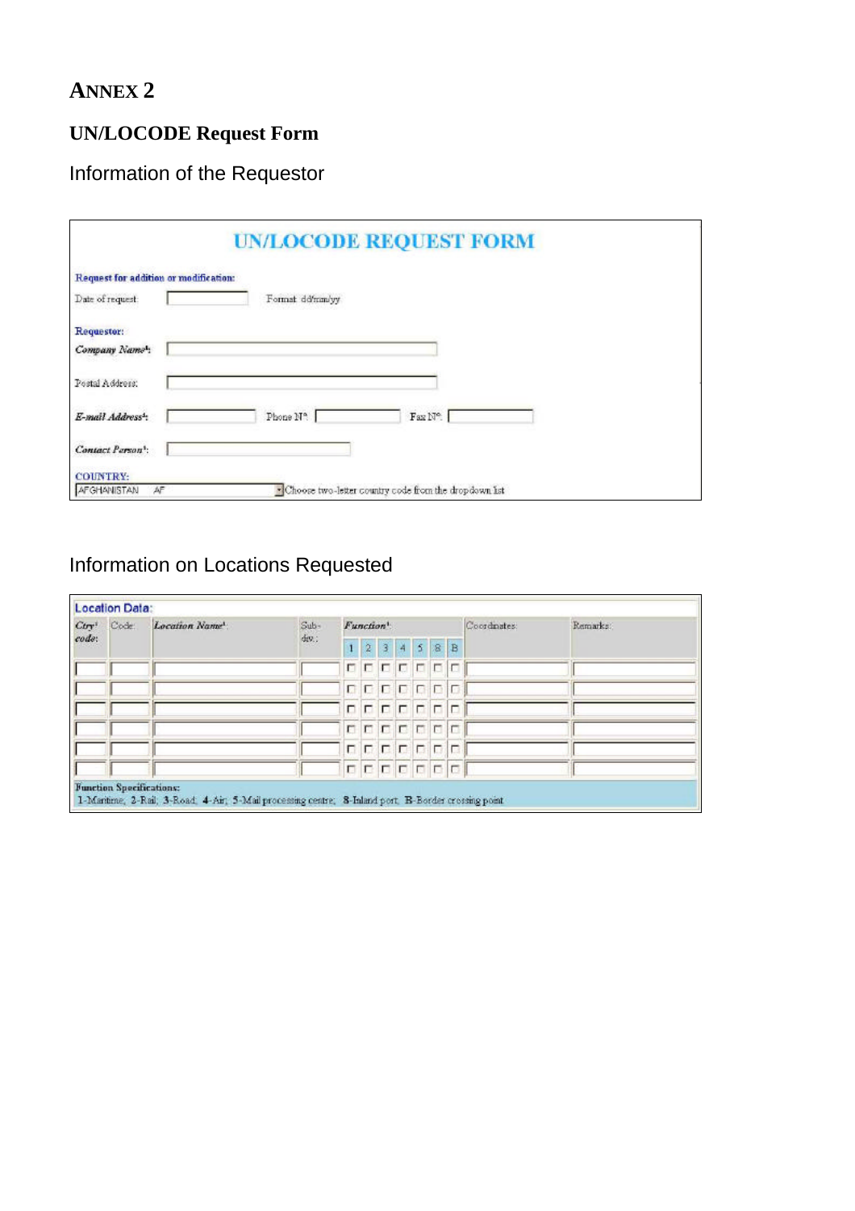# ANNEX 2

## UN/LOCODE Request Form

Information of the Requestor

**UN/LOCODE REQUEST FORM**

**Request for addition or modification:**

Date of request: \_\_\_\_\_\_ Format: dd/mm/yy

**Requestor:**

*Company Name*[1]: \_\_\_\_\_\_

Postal Address: \_\_\_\_\_\_

*E-mail Address*[1]: \_\_\_\_\_\_ Phone N°: \_\_\_\_\_\_ Fax N°: \_\_\_\_\_\_

*Contact Person*[1]: \_\_\_\_\_\_

**COUNTRY:**

AFGHANISTAN AF — Choose two-letter country code from the dropdown list

Information on Locations Requested

**Location Data:**

| *Ctry*[1] *code*: | Code: | *Location Name*[1]: | Sub-div.: | *Function*[1]: 1 | 2 | 3 | 4 | 5 | 8 | B | Coordinates: | Remarks: |
|---|---|---|---|---|---|---|---|---|---|---|---|---|
| | | | | ☐ | ☐ | ☐ | ☐ | ☐ | ☐ | ☐ | | |
| | | | | ☐ | ☐ | ☐ | ☐ | ☐ | ☐ | ☐ | | |
| | | | | ☐ | ☐ | ☐ | ☐ | ☐ | ☐ | ☐ | | |
| | | | | ☐ | ☐ | ☐ | ☐ | ☐ | ☐ | ☐ | | |
| | | | | ☐ | ☐ | ☐ | ☐ | ☐ | ☐ | ☐ | | |
| | | | | ☐ | ☐ | ☐ | ☐ | ☐ | ☐ | ☐ | | |

**Function Specifications:**
1-Maritime; 2-Rail; 3-Road; 4-Air; 5-Mail processing centre; 8-Inland port; B-Border crossing point